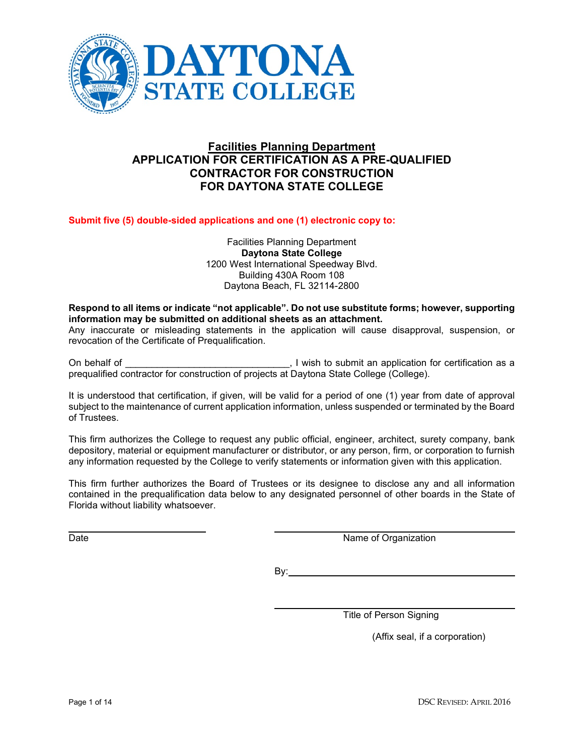**DAYTONA STATE COLLEGE**

## Facilities Planning Department

# APPLICATION FOR CERTIFICATION AS A PRE-QUALIFIED CONTRACTOR FOR CONSTRUCTION FOR DAYTONA STATE COLLEGE

**Submit five (5) double-sided applications and one (1) electronic copy to:**

Facilities Planning Department
**Daytona State College**
1200 West International Speedway Blvd.
Building 430A Room 108
Daytona Beach, FL 32114-2800

**Respond to all items or indicate "not applicable". Do not use substitute forms; however, supporting information may be submitted on additional sheets as an attachment.**
Any inaccurate or misleading statements in the application will cause disapproval, suspension, or revocation of the Certificate of Prequalification.

On behalf of ______________________________, I wish to submit an application for certification as a prequalified contractor for construction of projects at Daytona State College (College).

It is understood that certification, if given, will be valid for a period of one (1) year from date of approval subject to the maintenance of current application information, unless suspended or terminated by the Board of Trustees.

This firm authorizes the College to request any public official, engineer, architect, surety company, bank depository, material or equipment manufacturer or distributor, or any person, firm, or corporation to furnish any information requested by the College to verify statements or information given with this application.

This firm further authorizes the Board of Trustees or its designee to disclose any and all information contained in the prequalification data below to any designated personnel of other boards in the State of Florida without liability whatsoever.

______________________________
Date

______________________________
Name of Organization

By: ______________________________

______________________________
Title of Person Signing

(Affix seal, if a corporation)

DSC Revised: April 2016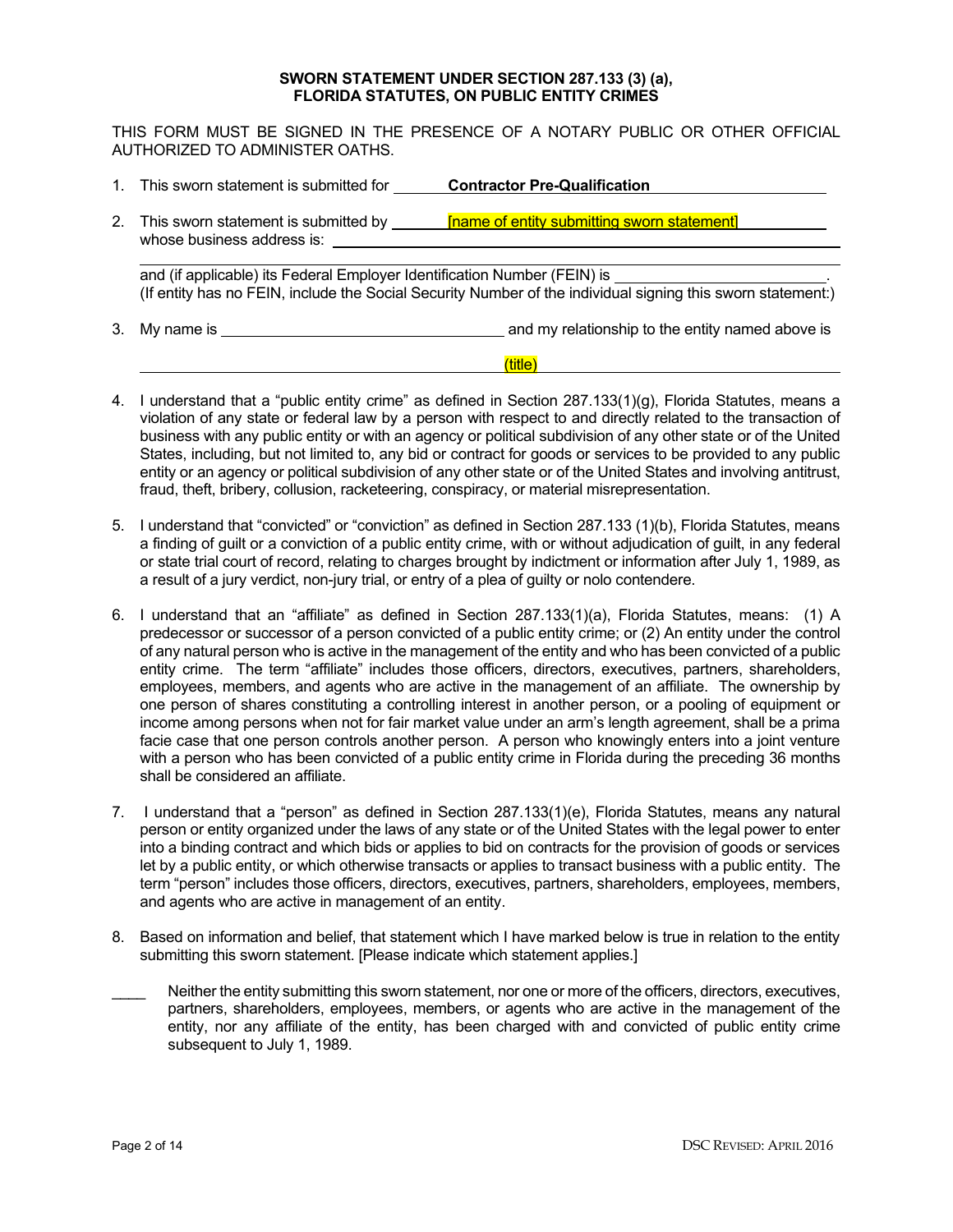**SWORN STATEMENT UNDER SECTION 287.133 (3) (a), FLORIDA STATUTES, ON PUBLIC ENTITY CRIMES**

THIS FORM MUST BE SIGNED IN THE PRESENCE OF A NOTARY PUBLIC OR OTHER OFFICIAL AUTHORIZED TO ADMINISTER OATHS.

1. This sworn statement is submitted for **Contractor Pre-Qualification**

2. This sworn statement is submitted by [name of entity submitting sworn statement] whose business address is: ______________________________________

   ______________________________________

   and (if applicable) its Federal Employer Identification Number (FEIN) is ____________________.
   (If entity has no FEIN, include the Social Security Number of the individual signing this sworn statement:)

3. My name is ____________________ and my relationship to the entity named above is

   (title)

4. I understand that a "public entity crime" as defined in Section 287.133(1)(g), Florida Statutes, means a violation of any state or federal law by a person with respect to and directly related to the transaction of business with any public entity or with an agency or political subdivision of any other state or of the United States, including, but not limited to, any bid or contract for goods or services to be provided to any public entity or an agency or political subdivision of any other state or of the United States and involving antitrust, fraud, theft, bribery, collusion, racketeering, conspiracy, or material misrepresentation.

5. I understand that "convicted" or "conviction" as defined in Section 287.133 (1)(b), Florida Statutes, means a finding of guilt or a conviction of a public entity crime, with or without adjudication of guilt, in any federal or state trial court of record, relating to charges brought by indictment or information after July 1, 1989, as a result of a jury verdict, non-jury trial, or entry of a plea of guilty or nolo contendere.

6. I understand that an "affiliate" as defined in Section 287.133(1)(a), Florida Statutes, means: (1) A predecessor or successor of a person convicted of a public entity crime; or (2) An entity under the control of any natural person who is active in the management of the entity and who has been convicted of a public entity crime. The term "affiliate" includes those officers, directors, executives, partners, shareholders, employees, members, and agents who are active in the management of an affiliate. The ownership by one person of shares constituting a controlling interest in another person, or a pooling of equipment or income among persons when not for fair market value under an arm's length agreement, shall be a prima facie case that one person controls another person. A person who knowingly enters into a joint venture with a person who has been convicted of a public entity crime in Florida during the preceding 36 months shall be considered an affiliate.

7. I understand that a "person" as defined in Section 287.133(1)(e), Florida Statutes, means any natural person or entity organized under the laws of any state or of the United States with the legal power to enter into a binding contract and which bids or applies to bid on contracts for the provision of goods or services let by a public entity, or which otherwise transacts or applies to transact business with a public entity. The term "person" includes those officers, directors, executives, partners, shareholders, employees, members, and agents who are active in management of an entity.

8. Based on information and belief, that statement which I have marked below is true in relation to the entity submitting this sworn statement. [Please indicate which statement applies.]

____ Neither the entity submitting this sworn statement, nor one or more of the officers, directors, executives, partners, shareholders, employees, members, or agents who are active in the management of the entity, nor any affiliate of the entity, has been charged with and convicted of public entity crime subsequent to July 1, 1989.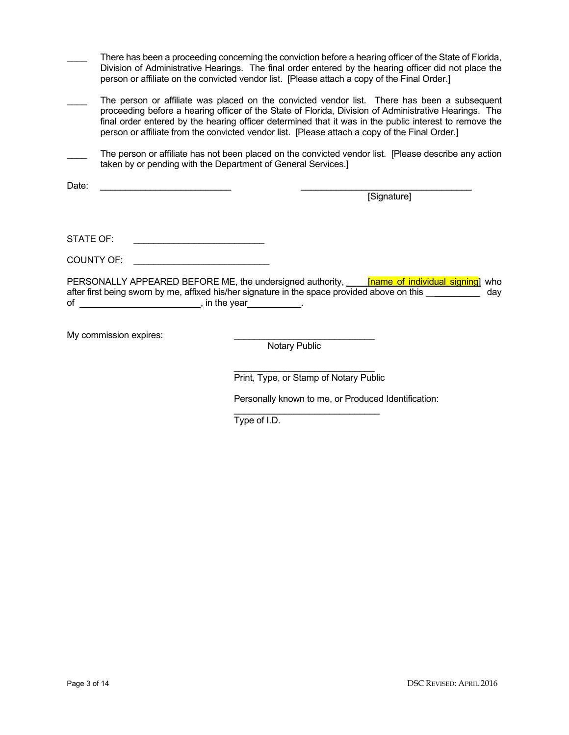____ There has been a proceeding concerning the conviction before a hearing officer of the State of Florida, Division of Administrative Hearings. The final order entered by the hearing officer did not place the person or affiliate on the convicted vendor list. [Please attach a copy of the Final Order.]

____ The person or affiliate was placed on the convicted vendor list. There has been a subsequent proceeding before a hearing officer of the State of Florida, Division of Administrative Hearings. The final order entered by the hearing officer determined that it was in the public interest to remove the person or affiliate from the convicted vendor list. [Please attach a copy of the Final Order.]

____ The person or affiliate has not been placed on the convicted vendor list. [Please describe any action taken by or pending with the Department of General Services.]

Date: ___________________________ ___________________________________
[Signature]

STATE OF: ___________________________

COUNTY OF: ___________________________

PERSONALLY APPEARED BEFORE ME, the undersigned authority, ____[name of individual signing] who after first being sworn by me, affixed his/her signature in the space provided above on this __________ day of ________________________, in the year__________.

My commission expires: ____________________________
Notary Public

____________________________
Print, Type, or Stamp of Notary Public

Personally known to me, or Produced Identification:

____________________________
Type of I.D.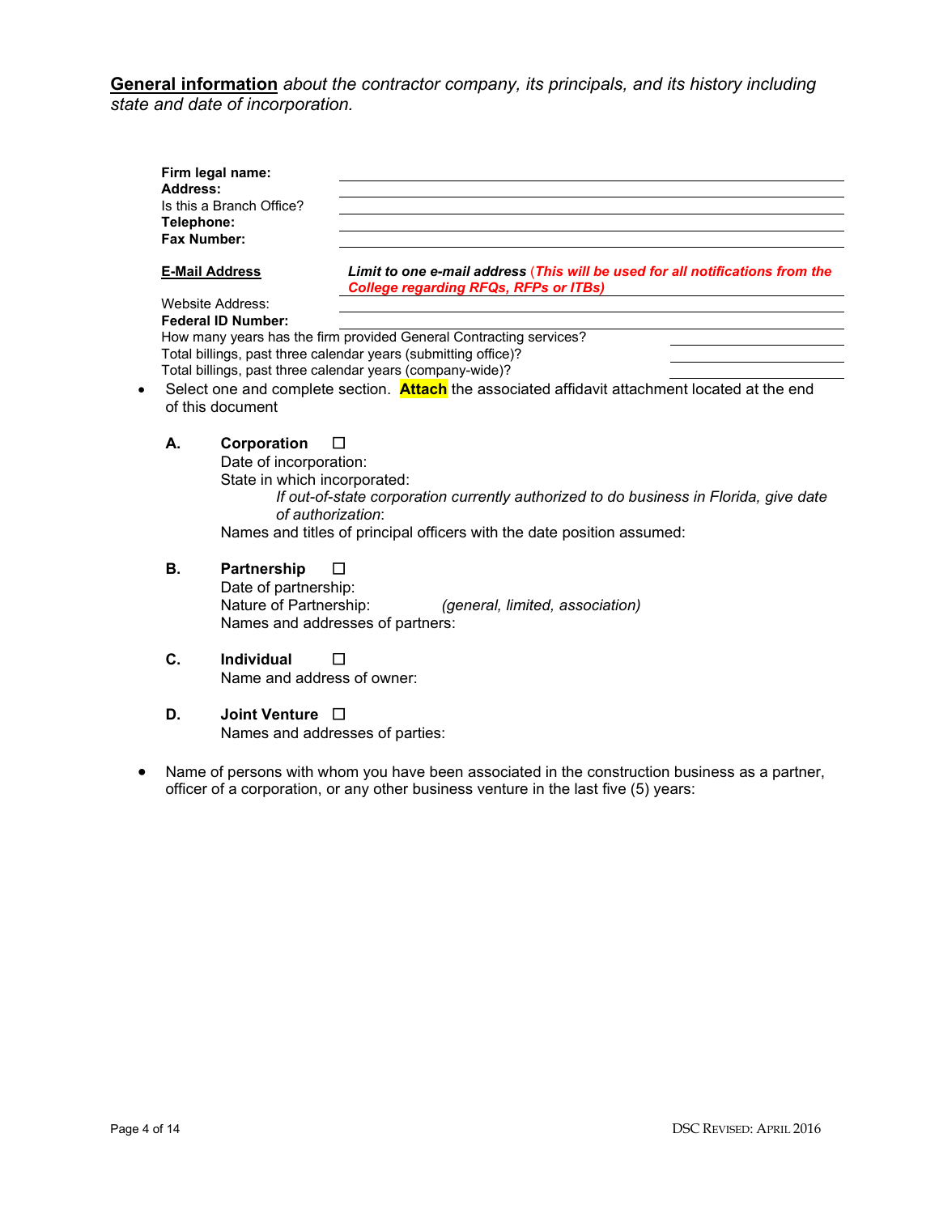**General information** *about the contractor company, its principals, and its history including state and date of incorporation.*

**Firm legal name:** ______________________________

**Address:** ______________________________

Is this a Branch Office? ______________________________

**Telephone:** ______________________________

**Fax Number:** ______________________________

**E-Mail Address** — ***Limit to one e-mail address*** ***(This will be used for all notifications from the College regarding RFQs, RFPs or ITBs)*** ______________________________

Website Address: ______________________________

**Federal ID Number:** ______________________________

How many years has the firm provided General Contracting services? ____________

Total billings, past three calendar years (submitting office)? ____________

Total billings, past three calendar years (company-wide)? ____________

- Select one and complete section. **Attach** the associated affidavit attachment located at the end of this document

  **A. Corporation** ☐
  Date of incorporation:
  State in which incorporated:
  *If out-of-state corporation currently authorized to do business in Florida, give date of authorization*:
  Names and titles of principal officers with the date position assumed:

  **B. Partnership** ☐
  Date of partnership:
  Nature of Partnership: *(general, limited, association)*
  Names and addresses of partners:

  **C. Individual** ☐
  Name and address of owner:

  **D. Joint Venture** ☐
  Names and addresses of parties:

- Name of persons with whom you have been associated in the construction business as a partner, officer of a corporation, or any other business venture in the last five (5) years: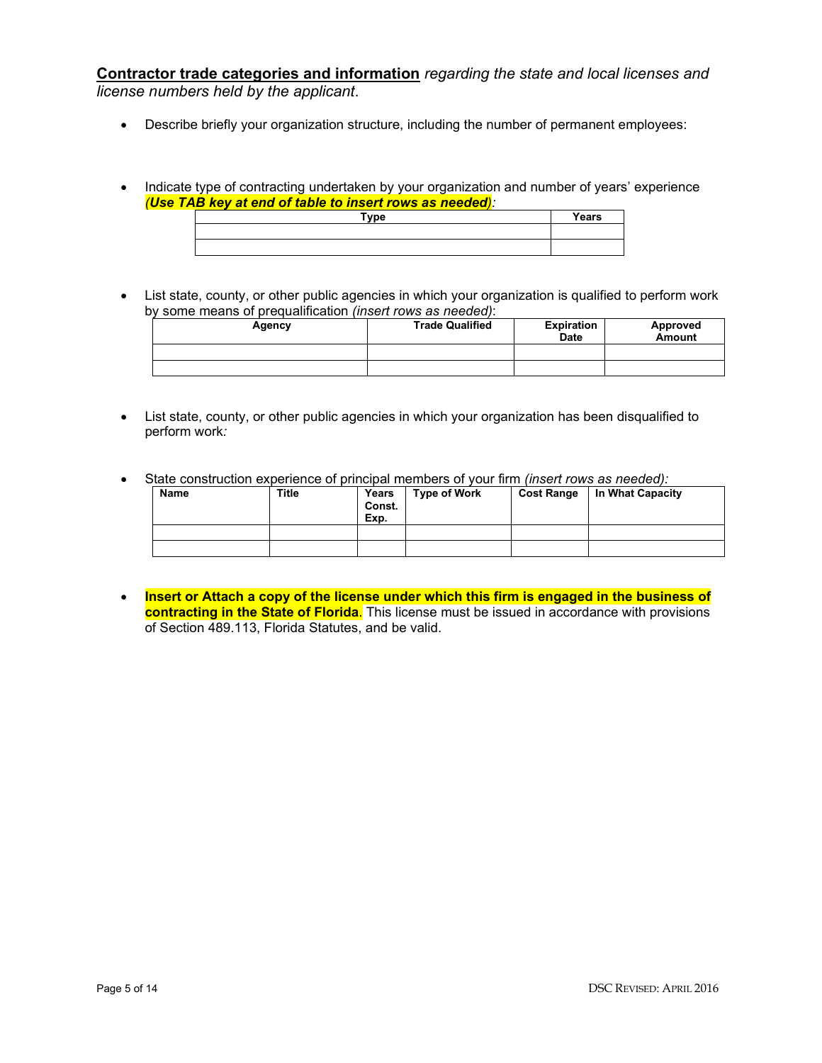**<u>Contractor trade categories and information</u>** *regarding the state and local licenses and license numbers held by the applicant*.

- Describe briefly your organization structure, including the number of permanent employees:

- Indicate type of contracting undertaken by your organization and number of years' experience ***(Use TAB key at end of table to insert rows as needed)**:*

| Type | Years |
|---|---|
| | |
| | |

- List state, county, or other public agencies in which your organization is qualified to perform work by some means of prequalification *(insert rows as needed)*:

| Agency | Trade Qualified | Expiration Date | Approved Amount |
|---|---|---|---|
| | | | |
| | | | |

- List state, county, or other public agencies in which your organization has been disqualified to perform work*:*

- State construction experience of principal members of your firm *(insert rows as needed):*

| Name | Title | Years Const. Exp. | Type of Work | Cost Range | In What Capacity |
|---|---|---|---|---|---|
| | | | | | |
| | | | | | |

- **Insert or Attach a copy of the license under which this firm is engaged in the business of contracting in the State of Florida**. This license must be issued in accordance with provisions of Section 489.113, Florida Statutes, and be valid.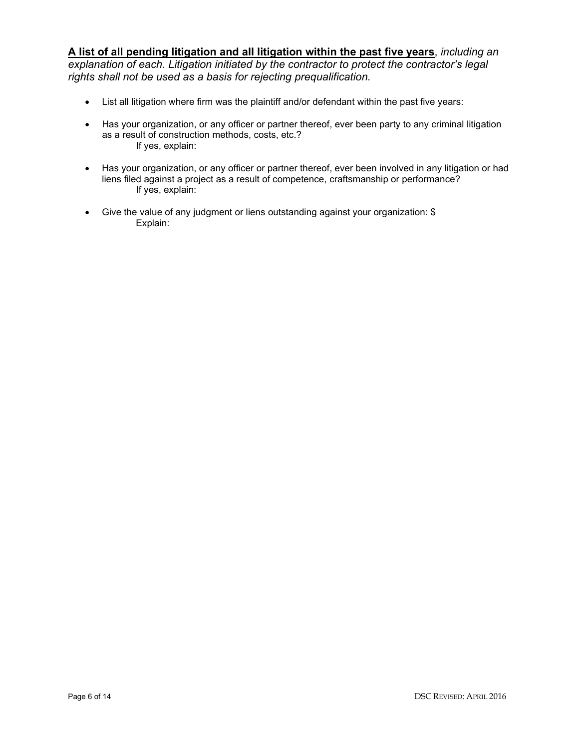**<u>A list of all pending litigation and all litigation within the past five years</u>**, *including an explanation of each. Litigation initiated by the contractor to protect the contractor's legal rights shall not be used as a basis for rejecting prequalification.*

- List all litigation where firm was the plaintiff and/or defendant within the past five years:

- Has your organization, or any officer or partner thereof, ever been party to any criminal litigation as a result of construction methods, costs, etc.?
  If yes, explain:

- Has your organization, or any officer or partner thereof, ever been involved in any litigation or had liens filed against a project as a result of competence, craftsmanship or performance?
  If yes, explain:

- Give the value of any judgment or liens outstanding against your organization: $
  Explain: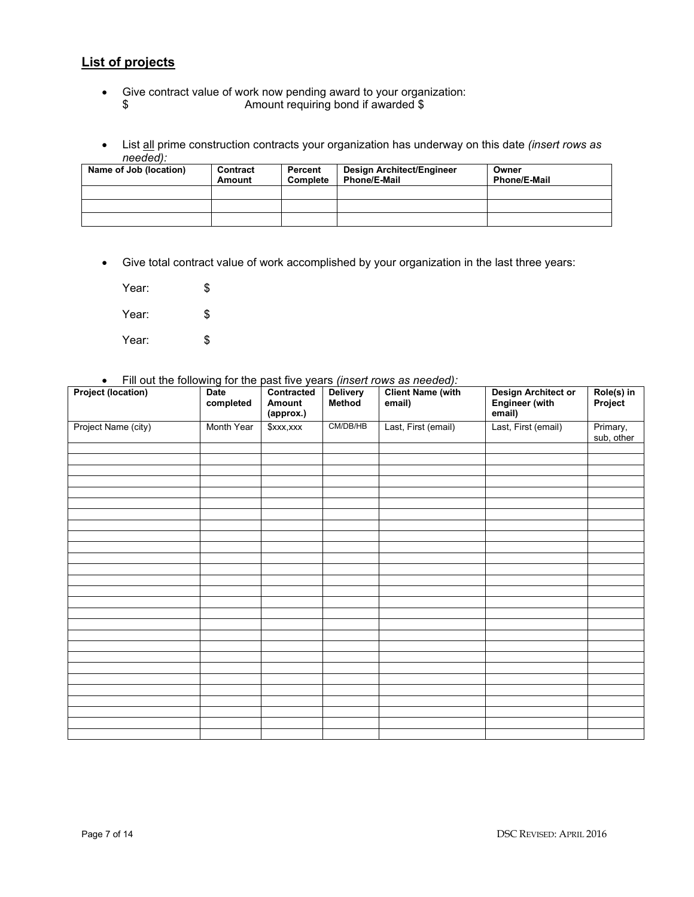## List of projects

- Give contract value of work now pending award to your organization:
  $ Amount requiring bond if awarded $

- List all prime construction contracts your organization has underway on this date *(insert rows as needed):*

| Name of Job (location) | Contract Amount | Percent Complete | Design Architect/Engineer Phone/E-Mail | Owner Phone/E-Mail |
|---|---|---|---|---|
| | | | | |
| | | | | |
| | | | | |

- Give total contract value of work accomplished by your organization in the last three years:

  Year: $

  Year: $

  Year: $

- Fill out the following for the past five years *(insert rows as needed):*

| Project (location) | Date completed | Contracted Amount (approx.) | Delivery Method | Client Name (with email) | Design Architect or Engineer (with email) | Role(s) in Project |
|---|---|---|---|---|---|---|
| Project Name (city) | Month Year | $xxx,xxx | CM/DB/HB | Last, First (email) | Last, First (email) | Primary, sub, other |
| | | | | | | |
| | | | | | | |
| | | | | | | |
| | | | | | | |
| | | | | | | |
| | | | | | | |
| | | | | | | |
| | | | | | | |
| | | | | | | |
| | | | | | | |
| | | | | | | |
| | | | | | | |
| | | | | | | |
| | | | | | | |
| | | | | | | |
| | | | | | | |
| | | | | | | |
| | | | | | | |
| | | | | | | |
| | | | | | | |
| | | | | | | |
| | | | | | | |
| | | | | | | |
| | | | | | | |
| | | | | | | |
| | | | | | | |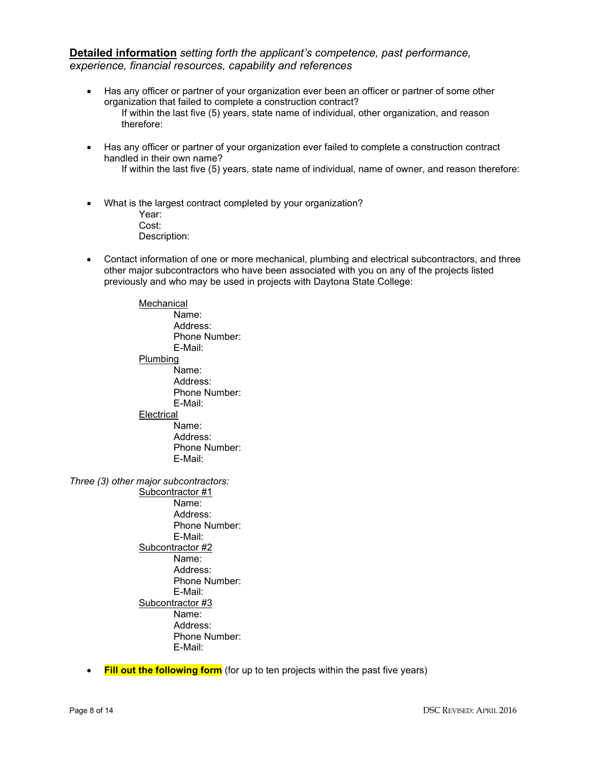**<u>Detailed information</u>** *setting forth the applicant's competence, past performance, experience, financial resources, capability and references*

- Has any officer or partner of your organization ever been an officer or partner of some other organization that failed to complete a construction contract?
  If within the last five (5) years, state name of individual, other organization, and reason therefore:

- Has any officer or partner of your organization ever failed to complete a construction contract handled in their own name?
  If within the last five (5) years, state name of individual, name of owner, and reason therefore:

- What is the largest contract completed by your organization?
  - Year:
  - Cost:
  - Description:

- Contact information of one or more mechanical, plumbing and electrical subcontractors, and three other major subcontractors who have been associated with you on any of the projects listed previously and who may be used in projects with Daytona State College:

  <u>Mechanical</u>
  - Name:
  - Address:
  - Phone Number:
  - E-Mail:

  <u>Plumbing</u>
  - Name:
  - Address:
  - Phone Number:
  - E-Mail:

  <u>Electrical</u>
  - Name:
  - Address:
  - Phone Number:
  - E-Mail:

*Three (3) other major subcontractors:*

<u>Subcontractor #1</u>
- Name:
- Address:
- Phone Number:
- E-Mail:

<u>Subcontractor #2</u>
- Name:
- Address:
- Phone Number:
- E-Mail:

<u>Subcontractor #3</u>
- Name:
- Address:
- Phone Number:
- E-Mail:

- **Fill out the following form** (for up to ten projects within the past five years)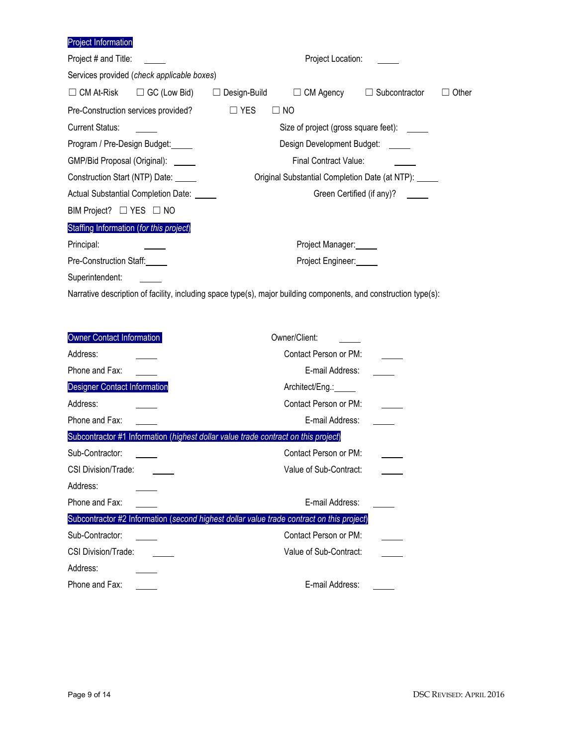## Project Information

Project # and Title: _____ Project Location: _____

Services provided (*check applicable boxes*)

☐ CM At-Risk ☐ GC (Low Bid) ☐ Design-Build ☐ CM Agency ☐ Subcontractor ☐ Other

Pre-Construction services provided? ☐ YES ☐ NO

Current Status: _____ Size of project (gross square feet): _____

Program / Pre-Design Budget: _____ Design Development Budget: _____

GMP/Bid Proposal (Original): _____ Final Contract Value: _____

Construction Start (NTP) Date: _____ Original Substantial Completion Date (at NTP): _____

Actual Substantial Completion Date: _____ Green Certified (if any)? _____

BIM Project? ☐ YES ☐ NO

## Staffing Information (*for this project*)

Principal: _____ Project Manager: _____

Pre-Construction Staff: _____ Project Engineer: _____

Superintendent: _____

Narrative description of facility, including space type(s), major building components, and construction type(s):

## Owner Contact Information

Owner/Client: _____

Address: _____ Contact Person or PM: _____

Phone and Fax: _____ E-mail Address: _____

## Designer Contact Information

Architect/Eng.: _____

Address: _____ Contact Person or PM: _____

Phone and Fax: _____ E-mail Address: _____

## Subcontractor #1 Information (*highest dollar value trade contract on this project*)

Sub-Contractor: _____ Contact Person or PM: _____

CSI Division/Trade: _____ Value of Sub-Contract: _____

Address: _____

Phone and Fax: _____ E-mail Address: _____

## Subcontractor #2 Information (*second highest dollar value trade contract on this project*)

Sub-Contractor: _____ Contact Person or PM: _____

CSI Division/Trade: _____ Value of Sub-Contract: _____

Address: _____

Phone and Fax: _____ E-mail Address: _____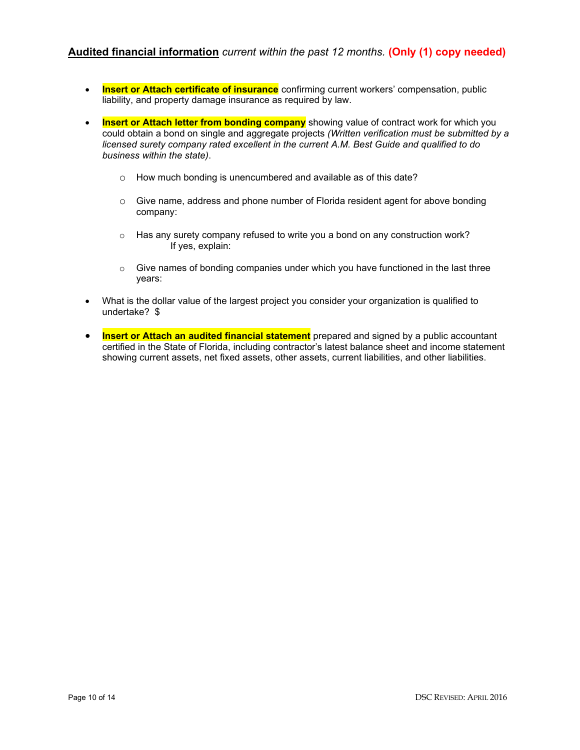**<u>Audited financial information</u>** *current within the past 12 months.* **(Only (1) copy needed)**

- **Insert or Attach certificate of insurance** confirming current workers' compensation, public liability, and property damage insurance as required by law.

- **Insert or Attach letter from bonding company** showing value of contract work for which you could obtain a bond on single and aggregate projects *(Written verification must be submitted by a licensed surety company rated excellent in the current A.M. Best Guide and qualified to do business within the state)*.

    - How much bonding is unencumbered and available as of this date?

    - Give name, address and phone number of Florida resident agent for above bonding company:

    - Has any surety company refused to write you a bond on any construction work?
      If yes, explain:

    - Give names of bonding companies under which you have functioned in the last three years:

- What is the dollar value of the largest project you consider your organization is qualified to undertake? $

- **Insert or Attach an audited financial statement** prepared and signed by a public accountant certified in the State of Florida, including contractor's latest balance sheet and income statement showing current assets, net fixed assets, other assets, current liabilities, and other liabilities.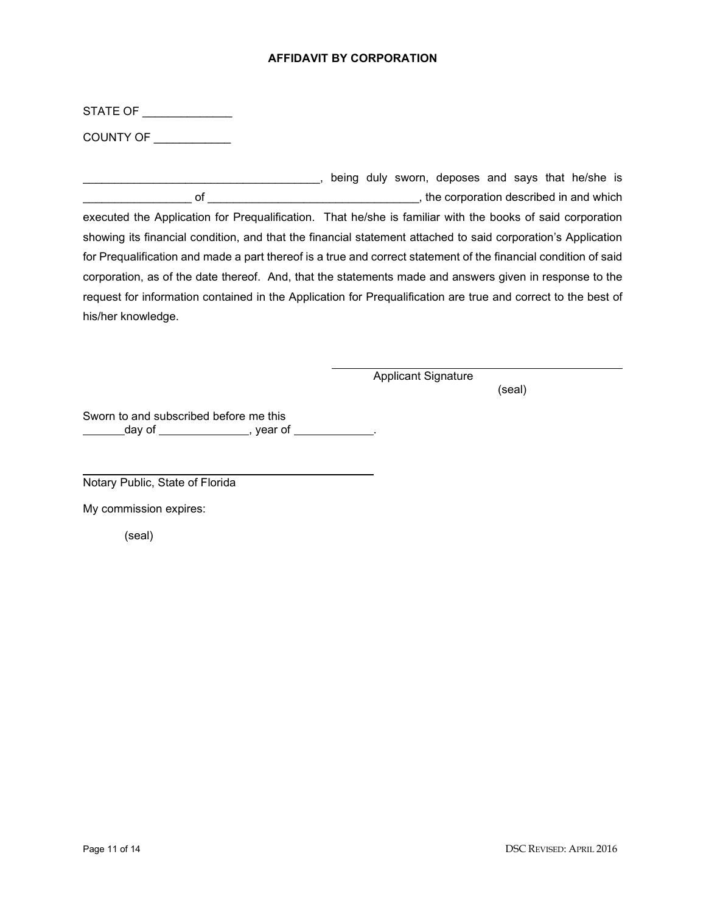# AFFIDAVIT BY CORPORATION

STATE OF ______________

COUNTY OF ____________

_____________________________________, being duly sworn, deposes and says that he/she is _________________ of _________________________________, the corporation described in and which executed the Application for Prequalification. That he/she is familiar with the books of said corporation showing its financial condition, and that the financial statement attached to said corporation's Application for Prequalification and made a part thereof is a true and correct statement of the financial condition of said corporation, as of the date thereof. And, that the statements made and answers given in response to the request for information contained in the Application for Prequalification are true and correct to the best of his/her knowledge.

_______________________________________________
Applicant Signature
(seal)

Sworn to and subscribed before me this
_______day of ______________, year of ____________.

_______________________________________________
Notary Public, State of Florida

My commission expires:

(seal)

DSC Revised: April 2016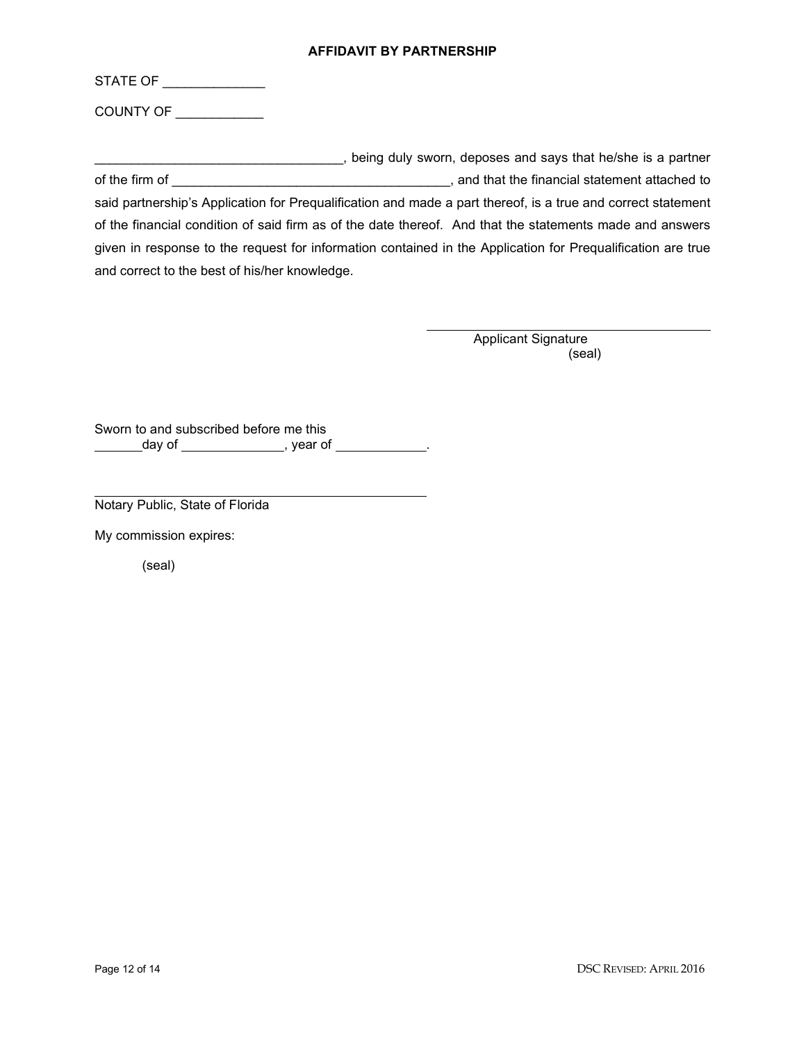## AFFIDAVIT BY PARTNERSHIP

STATE OF ______________

COUNTY OF ____________

__________________________________, being duly sworn, deposes and says that he/she is a partner of the firm of ______________________________________, and that the financial statement attached to said partnership's Application for Prequalification and made a part thereof, is a true and correct statement of the financial condition of said firm as of the date thereof. And that the statements made and answers given in response to the request for information contained in the Application for Prequalification are true and correct to the best of his/her knowledge.

\_\_\_\_\_\_\_\_\_\_\_\_\_\_\_\_\_\_\_\_\_\_\_\_\_\_\_\_\_\_\_\_\_\_\_\_\_\_\_\_

Applicant Signature

(seal)

Sworn to and subscribed before me this

_______day of ______________, year of ____________.

\_\_\_\_\_\_\_\_\_\_\_\_\_\_\_\_\_\_\_\_\_\_\_\_\_\_\_\_\_\_\_\_\_\_\_\_\_\_\_\_\_\_\_\_\_\_

Notary Public, State of Florida

My commission expires:

(seal)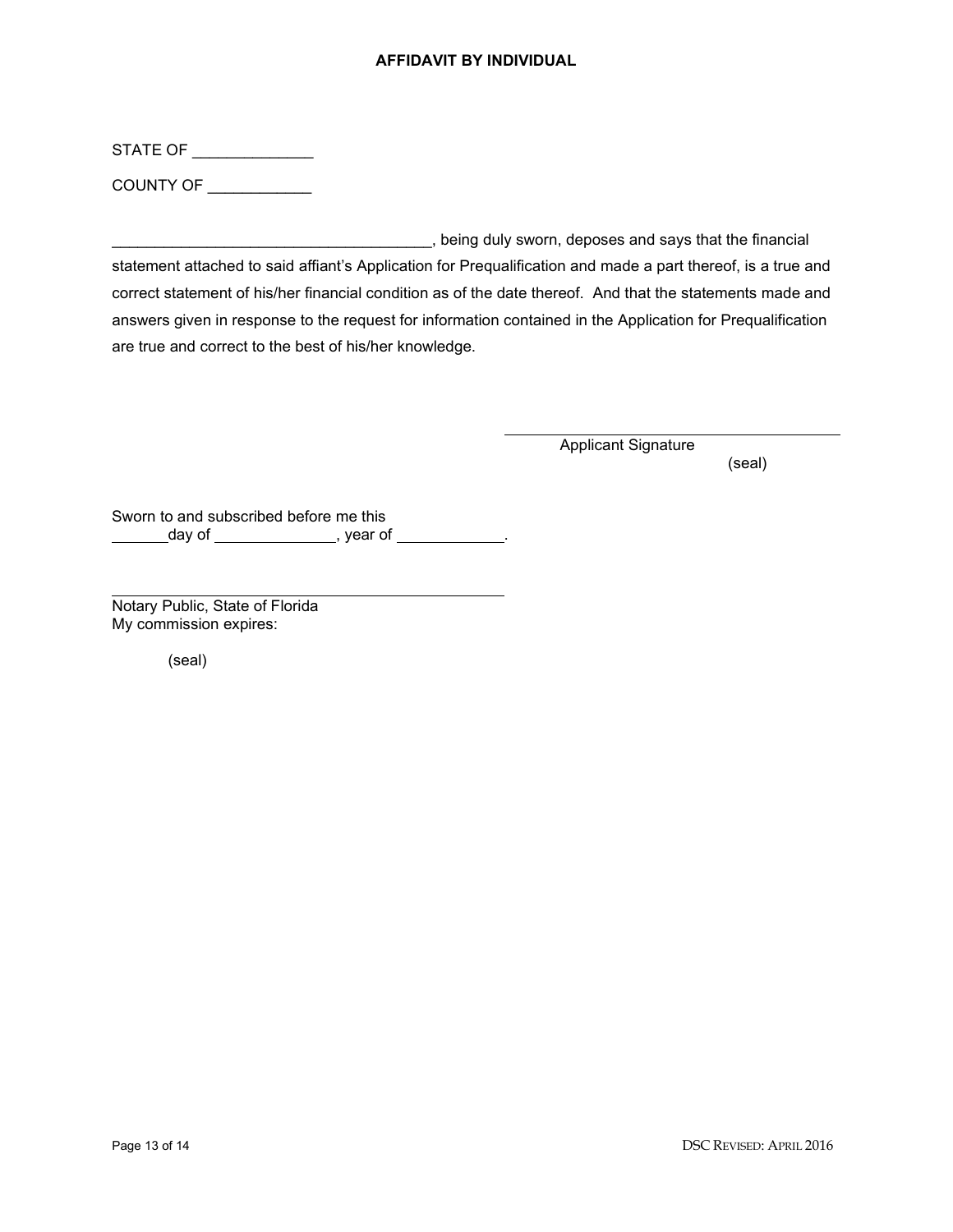## AFFIDAVIT BY INDIVIDUAL

STATE OF ______________

COUNTY OF ____________

_____________________________________, being duly sworn, deposes and says that the financial statement attached to said affiant's Application for Prequalification and made a part thereof, is a true and correct statement of his/her financial condition as of the date thereof. And that the statements made and answers given in response to the request for information contained in the Application for Prequalification are true and correct to the best of his/her knowledge.

\_\_\_\_\_\_\_\_\_\_\_\_\_\_\_\_\_\_\_\_\_\_\_\_\_\_\_\_\_\_\_\_\_\_\_\_\_\_\_\_
Applicant Signature
(seal)

Sworn to and subscribed before me this
_______day of ______________, year of ____________.

\_\_\_\_\_\_\_\_\_\_\_\_\_\_\_\_\_\_\_\_\_\_\_\_\_\_\_\_\_\_\_\_\_\_\_\_\_\_\_\_\_\_\_\_\_\_
Notary Public, State of Florida
My commission expires:

(seal)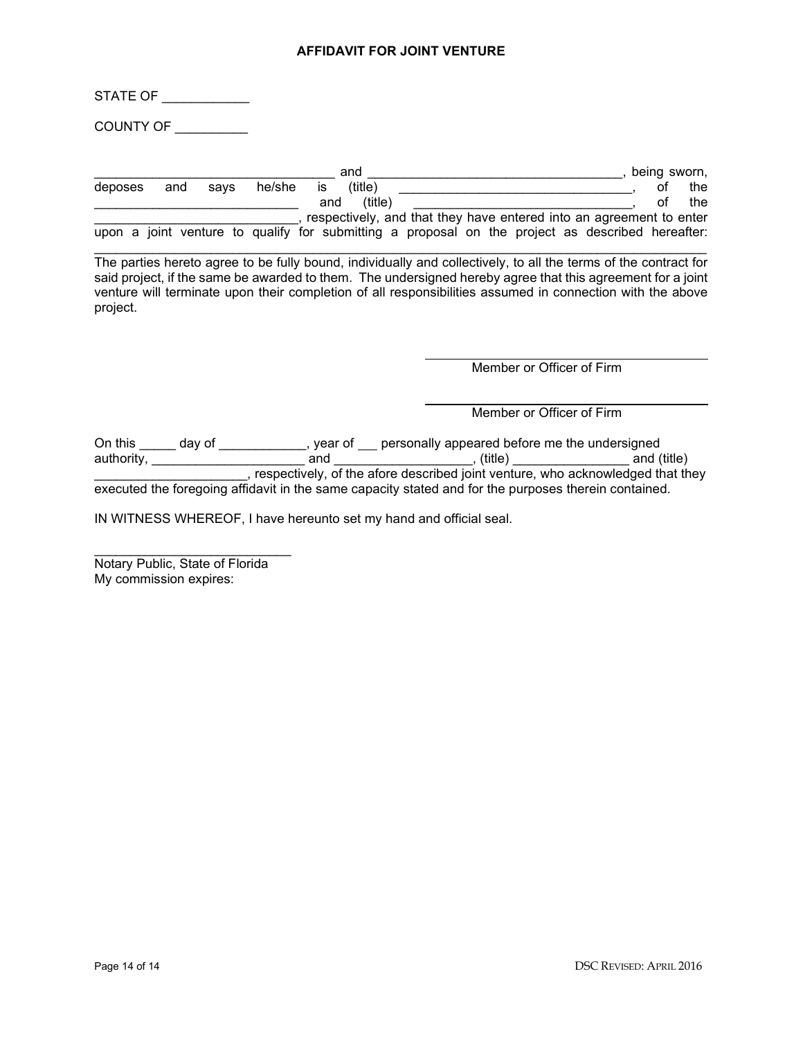## AFFIDAVIT FOR JOINT VENTURE

STATE OF ___________

COUNTY OF _________

_______________________________ and _________________________________, being sworn, deposes and says he/she is (title) _____________________________, of the __________________________ and (title) _____________________________, of the __________________________, respectively, and that they have entered into an agreement to enter upon a joint venture to qualify for submitting a proposal on the project as described hereafter: ___________________________________________________________________________

The parties hereto agree to be fully bound, individually and collectively, to all the terms of the contract for said project, if the same be awarded to them. The undersigned hereby agree that this agreement for a joint venture will terminate upon their completion of all responsibilities assumed in connection with the above project.

_________________________________
Member or Officer of Firm

_________________________________
Member or Officer of Firm

On this _____ day of ____________, year of ___ personally appeared before me the undersigned authority, _____________________ and ___________________, (title) ________________ and (title) _____________________, respectively, of the afore described joint venture, who acknowledged that they executed the foregoing affidavit in the same capacity stated and for the purposes therein contained.

IN WITNESS WHEREOF, I have hereunto set my hand and official seal.

___________________________
Notary Public, State of Florida
My commission expires: